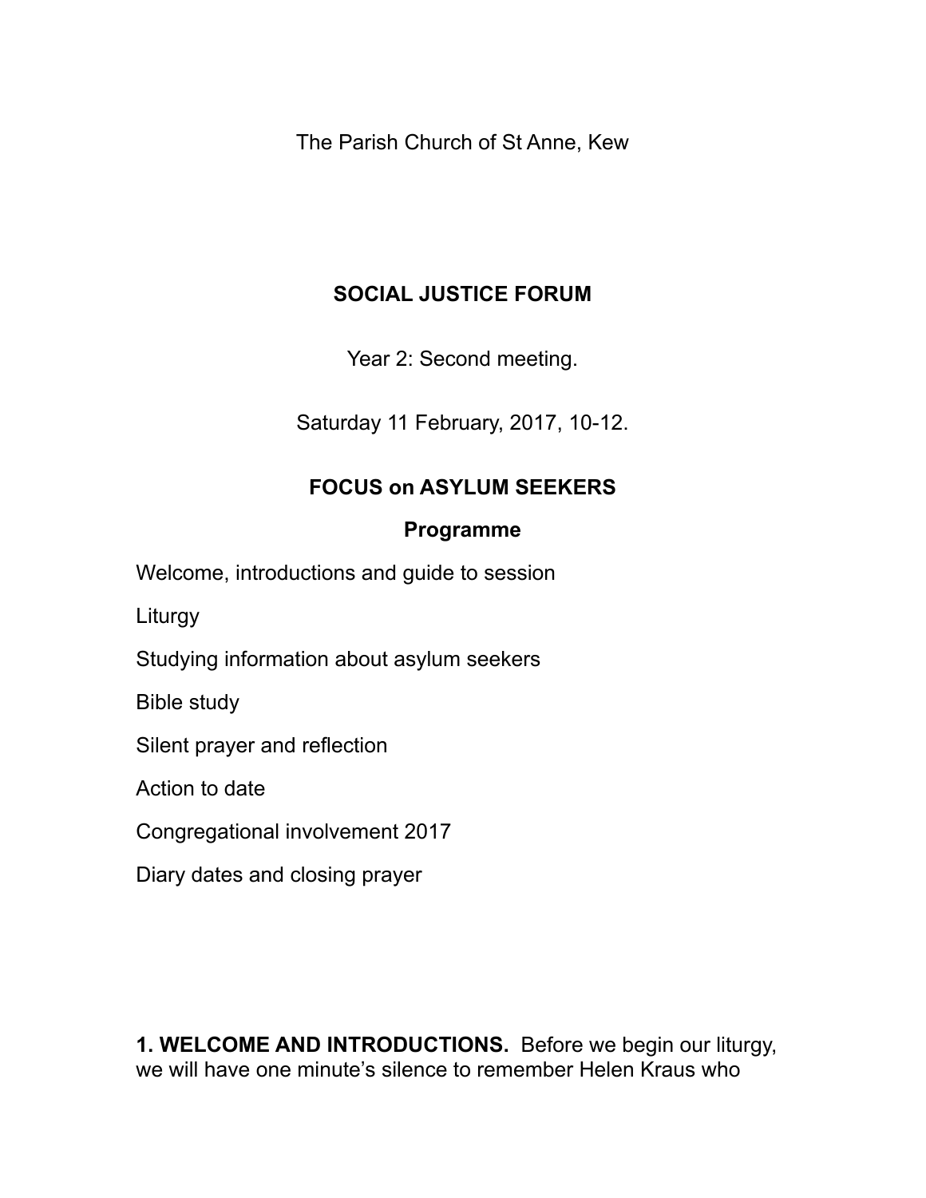The Parish Church of St Anne, Kew

# SOCIAL JUSTICE FORUM

Year 2: Second meeting.

Saturday 11 February, 2017, 10-12.

## FOCUS on ASYLUM SEEKERS

### Programme

Welcome, introductions and guide to session

Liturgy

Studying information about asylum seekers

Bible study

Silent prayer and reflection

Action to date

Congregational involvement 2017

Diary dates and closing prayer

**1. WELCOME AND INTRODUCTIONS.** Before we begin our liturgy, we will have one minute's silence to remember Helen Kraus who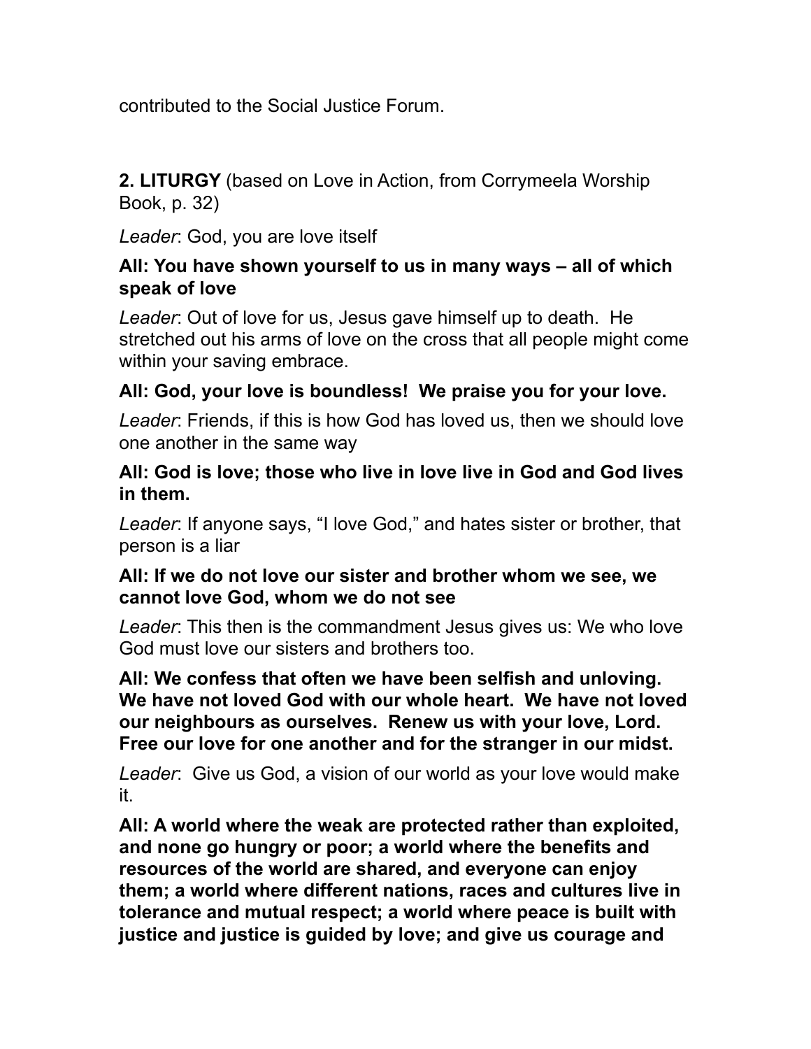contributed to the Social Justice Forum.

**2. LITURGY** (based on Love in Action, from Corrymeela Worship Book, p. 32)

*Leader*: God, you are love itself

**All: You have shown yourself to us in many ways – all of which speak of love**

*Leader*: Out of love for us, Jesus gave himself up to death. He stretched out his arms of love on the cross that all people might come within your saving embrace.

**All: God, your love is boundless! We praise you for your love.**

*Leader*: Friends, if this is how God has loved us, then we should love one another in the same way

**All: God is love; those who live in love live in God and God lives in them.**

*Leader*: If anyone says, "I love God," and hates sister or brother, that person is a liar

**All: If we do not love our sister and brother whom we see, we cannot love God, whom we do not see**

*Leader*: This then is the commandment Jesus gives us: We who love God must love our sisters and brothers too.

**All: We confess that often we have been selfish and unloving. We have not loved God with our whole heart. We have not loved our neighbours as ourselves. Renew us with your love, Lord. Free our love for one another and for the stranger in our midst.**

*Leader*: Give us God, a vision of our world as your love would make it.

**All: A world where the weak are protected rather than exploited, and none go hungry or poor; a world where the benefits and resources of the world are shared, and everyone can enjoy them; a world where different nations, races and cultures live in tolerance and mutual respect; a world where peace is built with justice and justice is guided by love; and give us courage and**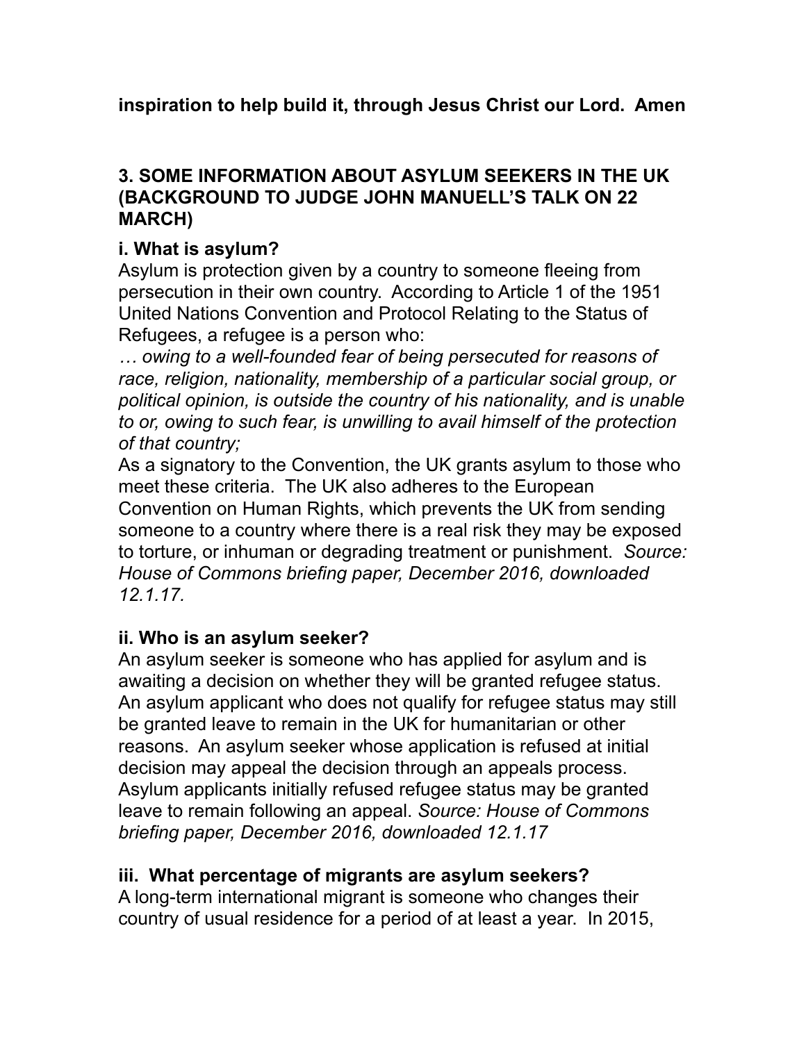**inspiration to help build it, through Jesus Christ our Lord. Amen**

## 3. SOME INFORMATION ABOUT ASYLUM SEEKERS IN THE UK (BACKGROUND TO JUDGE JOHN MANUELL'S TALK ON 22 MARCH)

### i. What is asylum?

Asylum is protection given by a country to someone fleeing from persecution in their own country. According to Article 1 of the 1951 United Nations Convention and Protocol Relating to the Status of Refugees, a refugee is a person who:

*… owing to a well-founded fear of being persecuted for reasons of race, religion, nationality, membership of a particular social group, or political opinion, is outside the country of his nationality, and is unable to or, owing to such fear, is unwilling to avail himself of the protection of that country;*

As a signatory to the Convention, the UK grants asylum to those who meet these criteria. The UK also adheres to the European Convention on Human Rights, which prevents the UK from sending someone to a country where there is a real risk they may be exposed to torture, or inhuman or degrading treatment or punishment. *Source: House of Commons briefing paper, December 2016, downloaded 12.1.17.*

### ii. Who is an asylum seeker?

An asylum seeker is someone who has applied for asylum and is awaiting a decision on whether they will be granted refugee status. An asylum applicant who does not qualify for refugee status may still be granted leave to remain in the UK for humanitarian or other reasons. An asylum seeker whose application is refused at initial decision may appeal the decision through an appeals process. Asylum applicants initially refused refugee status may be granted leave to remain following an appeal. *Source: House of Commons briefing paper, December 2016, downloaded 12.1.17*

### iii. What percentage of migrants are asylum seekers?

A long-term international migrant is someone who changes their country of usual residence for a period of at least a year. In 2015,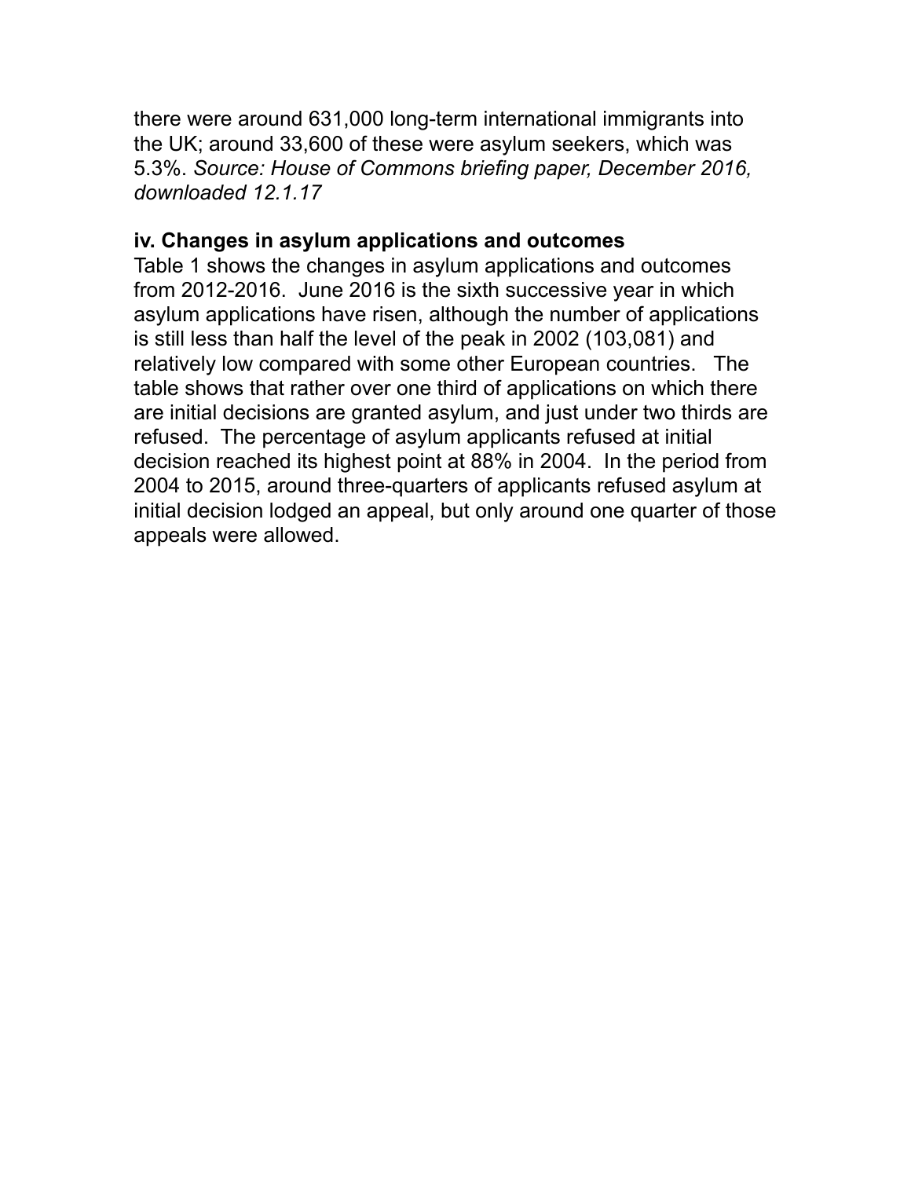there were around 631,000 long-term international immigrants into the UK; around 33,600 of these were asylum seekers, which was 5.3%. *Source: House of Commons briefing paper, December 2016, downloaded 12.1.17*

**iv. Changes in asylum applications and outcomes**

Table 1 shows the changes in asylum applications and outcomes from 2012-2016. June 2016 is the sixth successive year in which asylum applications have risen, although the number of applications is still less than half the level of the peak in 2002 (103,081) and relatively low compared with some other European countries. The table shows that rather over one third of applications on which there are initial decisions are granted asylum, and just under two thirds are refused. The percentage of asylum applicants refused at initial decision reached its highest point at 88% in 2004. In the period from 2004 to 2015, around three-quarters of applicants refused asylum at initial decision lodged an appeal, but only around one quarter of those appeals were allowed.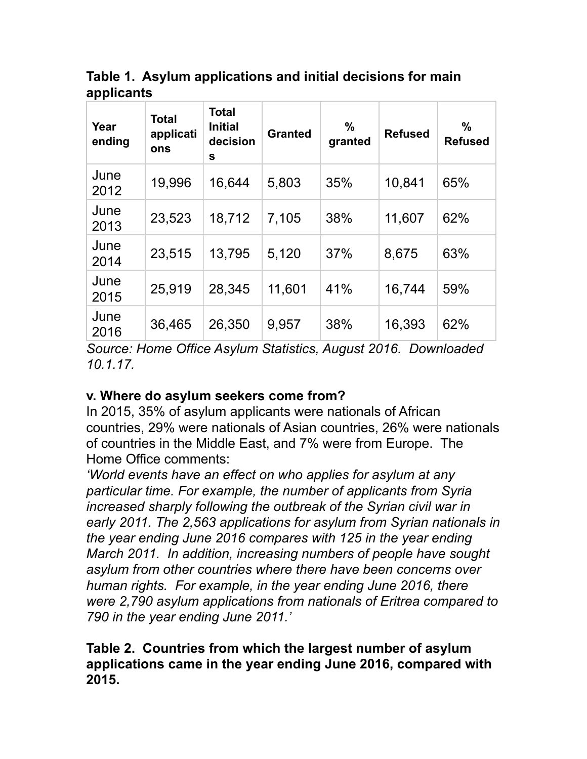**Table 1. Asylum applications and initial decisions for main applicants**

| Year ending | Total applications | Total Initial decisions | Granted | % granted | Refused | % Refused |
|---|---|---|---|---|---|---|
| June 2012 | 19,996 | 16,644 | 5,803 | 35% | 10,841 | 65% |
| June 2013 | 23,523 | 18,712 | 7,105 | 38% | 11,607 | 62% |
| June 2014 | 23,515 | 13,795 | 5,120 | 37% | 8,675 | 63% |
| June 2015 | 25,919 | 28,345 | 11,601 | 41% | 16,744 | 59% |
| June 2016 | 36,465 | 26,350 | 9,957 | 38% | 16,393 | 62% |

*Source: Home Office Asylum Statistics, August 2016. Downloaded 10.1.17.*

**v. Where do asylum seekers come from?**

In 2015, 35% of asylum applicants were nationals of African countries, 29% were nationals of Asian countries, 26% were nationals of countries in the Middle East, and 7% were from Europe. The Home Office comments:

*'World events have an effect on who applies for asylum at any particular time. For example, the number of applicants from Syria increased sharply following the outbreak of the Syrian civil war in early 2011. The 2,563 applications for asylum from Syrian nationals in the year ending June 2016 compares with 125 in the year ending March 2011. In addition, increasing numbers of people have sought asylum from other countries where there have been concerns over human rights. For example, in the year ending June 2016, there were 2,790 asylum applications from nationals of Eritrea compared to 790 in the year ending June 2011.'*

**Table 2. Countries from which the largest number of asylum applications came in the year ending June 2016, compared with 2015.**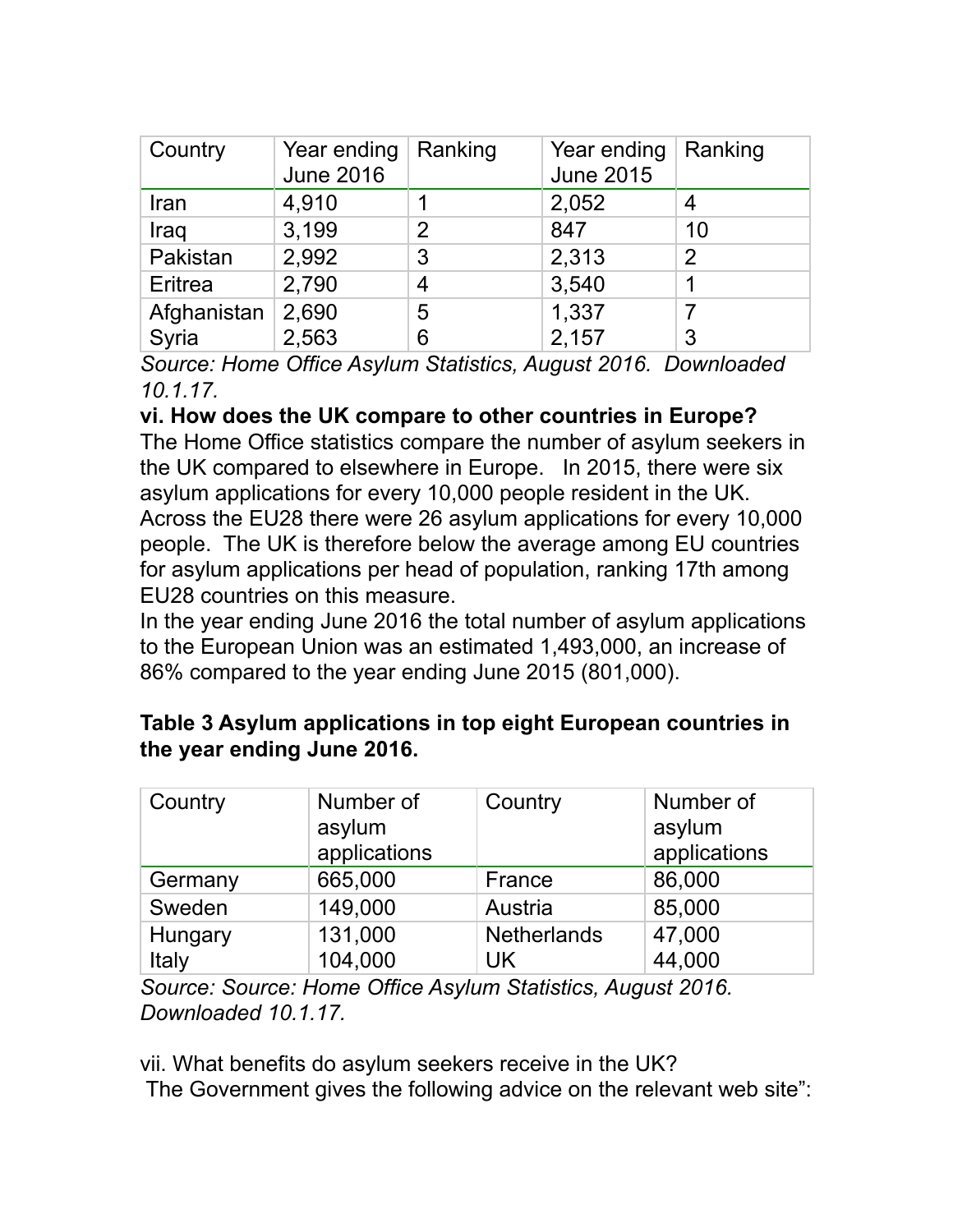| Country | Year ending June 2016 | Ranking | Year ending June 2015 | Ranking |
|---|---|---|---|---|
| Iran | 4,910 | 1 | 2,052 | 4 |
| Iraq | 3,199 | 2 | 847 | 10 |
| Pakistan | 2,992 | 3 | 2,313 | 2 |
| Eritrea | 2,790 | 4 | 3,540 | 1 |
| Afghanistan | 2,690 | 5 | 1,337 | 7 |
| Syria | 2,563 | 6 | 2,157 | 3 |

*Source: Home Office Asylum Statistics, August 2016. Downloaded 10.1.17.*

**vi. How does the UK compare to other countries in Europe?**

The Home Office statistics compare the number of asylum seekers in the UK compared to elsewhere in Europe. In 2015, there were six asylum applications for every 10,000 people resident in the UK. Across the EU28 there were 26 asylum applications for every 10,000 people. The UK is therefore below the average among EU countries for asylum applications per head of population, ranking 17th among EU28 countries on this measure.

In the year ending June 2016 the total number of asylum applications to the European Union was an estimated 1,493,000, an increase of 86% compared to the year ending June 2015 (801,000).

**Table 3 Asylum applications in top eight European countries in the year ending June 2016.**

| Country | Number of asylum applications | Country | Number of asylum applications |
|---|---|---|---|
| Germany | 665,000 | France | 86,000 |
| Sweden | 149,000 | Austria | 85,000 |
| Hungary | 131,000 | Netherlands | 47,000 |
| Italy | 104,000 | UK | 44,000 |

*Source: Source: Home Office Asylum Statistics, August 2016. Downloaded 10.1.17.*

vii. What benefits do asylum seekers receive in the UK?

The Government gives the following advice on the relevant web site":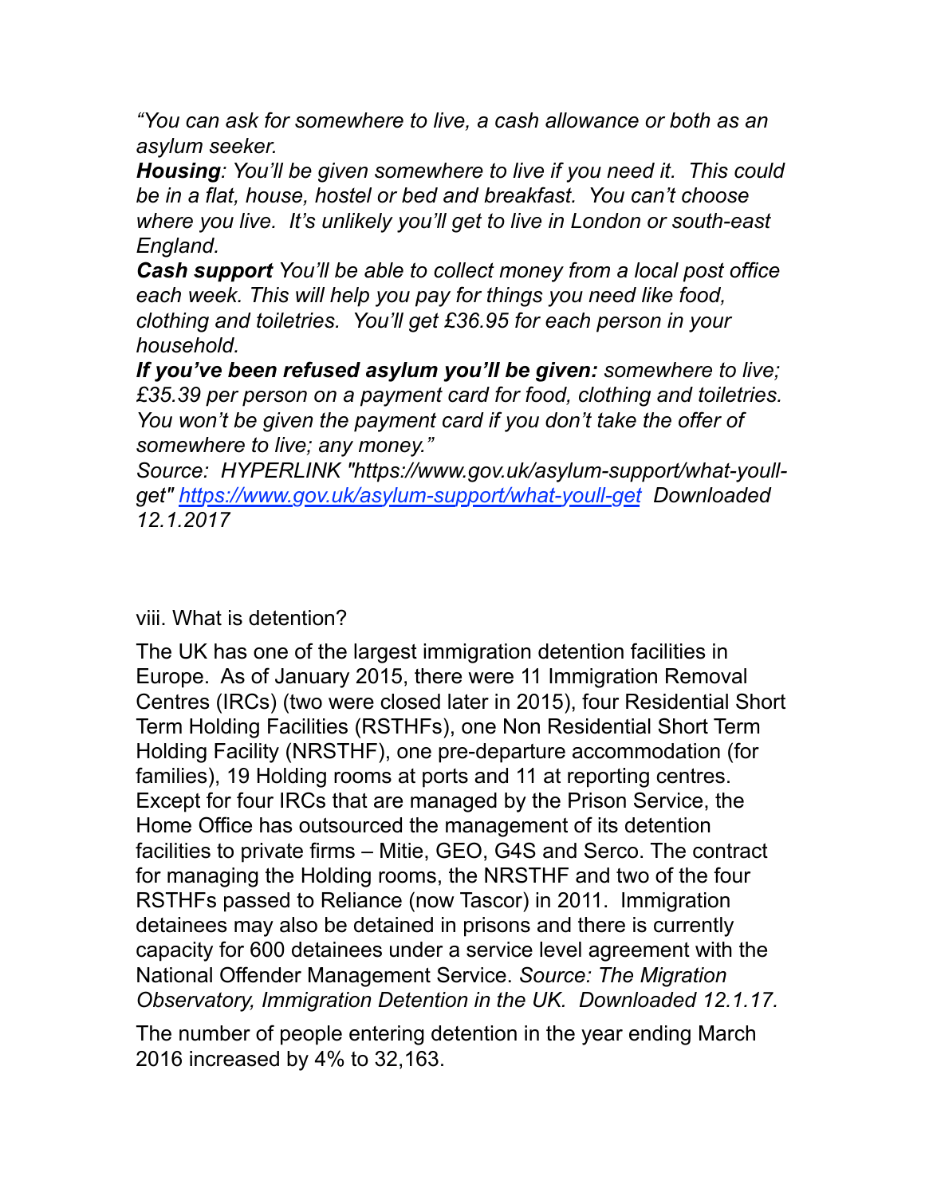*"You can ask for somewhere to live, a cash allowance or both as an asylum seeker.*
***Housing**: You'll be given somewhere to live if you need it. This could be in a flat, house, hostel or bed and breakfast. You can't choose where you live. It's unlikely you'll get to live in London or south-east England.*
***Cash support** You'll be able to collect money from a local post office each week. This will help you pay for things you need like food, clothing and toiletries. You'll get £36.95 for each person in your household.*
***If you've been refused asylum you'll be given:** somewhere to live; £35.39 per person on a payment card for food, clothing and toiletries. You won't be given the payment card if you don't take the offer of somewhere to live; any money."*
*Source: HYPERLINK "https://www.gov.uk/asylum-support/what-youll-get" [https://www.gov.uk/asylum-support/what-youll-get](https://www.gov.uk/asylum-support/what-youll-get) Downloaded 12.1.2017*

viii. What is detention?

The UK has one of the largest immigration detention facilities in Europe. As of January 2015, there were 11 Immigration Removal Centres (IRCs) (two were closed later in 2015), four Residential Short Term Holding Facilities (RSTHFs), one Non Residential Short Term Holding Facility (NRSTHF), one pre-departure accommodation (for families), 19 Holding rooms at ports and 11 at reporting centres. Except for four IRCs that are managed by the Prison Service, the Home Office has outsourced the management of its detention facilities to private firms – Mitie, GEO, G4S and Serco. The contract for managing the Holding rooms, the NRSTHF and two of the four RSTHFs passed to Reliance (now Tascor) in 2011. Immigration detainees may also be detained in prisons and there is currently capacity for 600 detainees under a service level agreement with the National Offender Management Service. *Source: The Migration Observatory, Immigration Detention in the UK. Downloaded 12.1.17.*

The number of people entering detention in the year ending March 2016 increased by 4% to 32,163.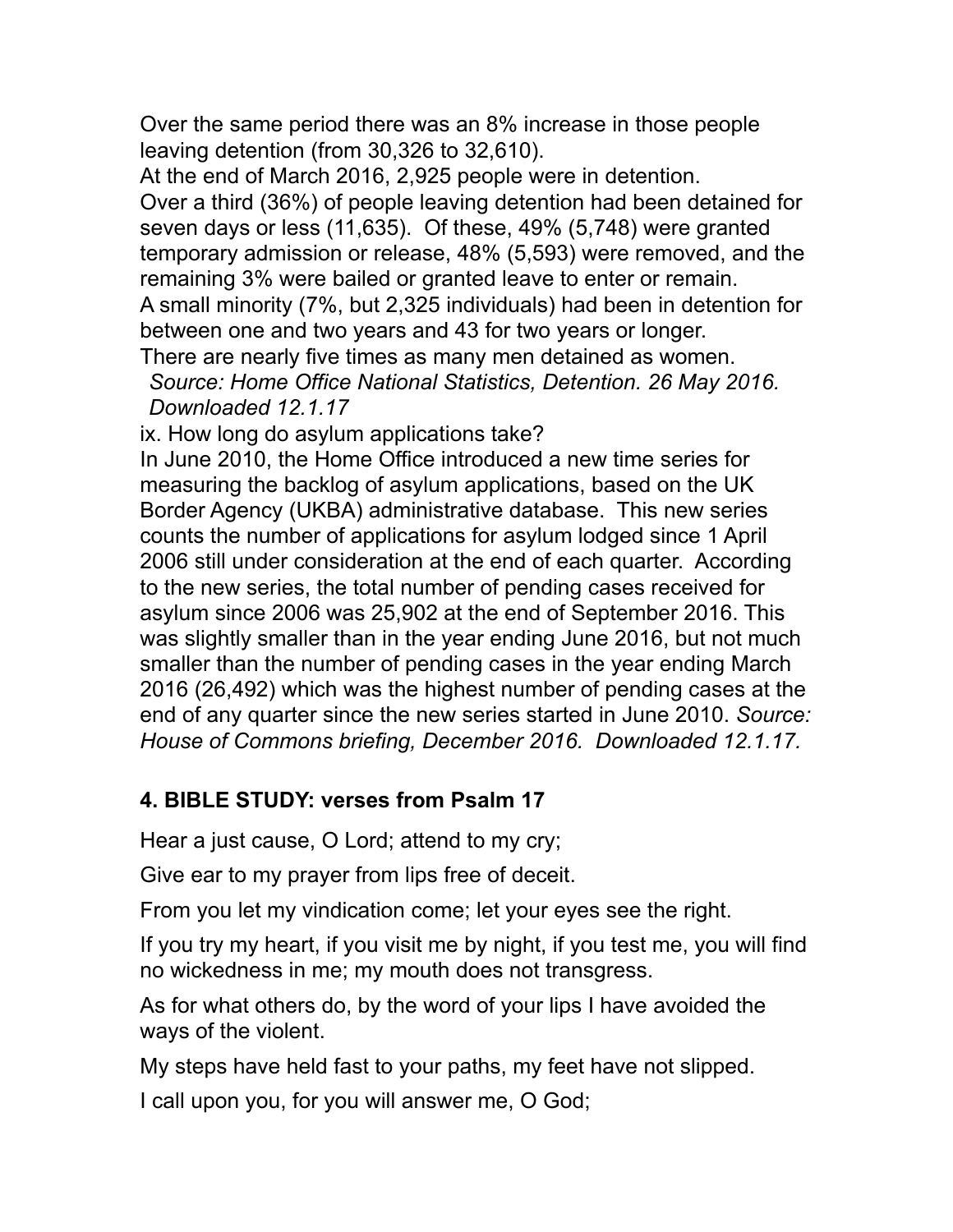Over the same period there was an 8% increase in those people leaving detention (from 30,326 to 32,610).

At the end of March 2016, 2,925 people were in detention.

Over a third (36%) of people leaving detention had been detained for seven days or less (11,635). Of these, 49% (5,748) were granted temporary admission or release, 48% (5,593) were removed, and the remaining 3% were bailed or granted leave to enter or remain.

A small minority (7%, but 2,325 individuals) had been in detention for between one and two years and 43 for two years or longer.

There are nearly five times as many men detained as women.

*Source: Home Office National Statistics, Detention. 26 May 2016. Downloaded 12.1.17*

ix. How long do asylum applications take?

In June 2010, the Home Office introduced a new time series for measuring the backlog of asylum applications, based on the UK Border Agency (UKBA) administrative database. This new series counts the number of applications for asylum lodged since 1 April 2006 still under consideration at the end of each quarter. According to the new series, the total number of pending cases received for asylum since 2006 was 25,902 at the end of September 2016. This was slightly smaller than in the year ending June 2016, but not much smaller than the number of pending cases in the year ending March 2016 (26,492) which was the highest number of pending cases at the end of any quarter since the new series started in June 2010. *Source: House of Commons briefing, December 2016. Downloaded 12.1.17.*

## 4. BIBLE STUDY: verses from Psalm 17

Hear a just cause, O Lord; attend to my cry;

Give ear to my prayer from lips free of deceit.

From you let my vindication come; let your eyes see the right.

If you try my heart, if you visit me by night, if you test me, you will find no wickedness in me; my mouth does not transgress.

As for what others do, by the word of your lips I have avoided the ways of the violent.

My steps have held fast to your paths, my feet have not slipped.

I call upon you, for you will answer me, O God;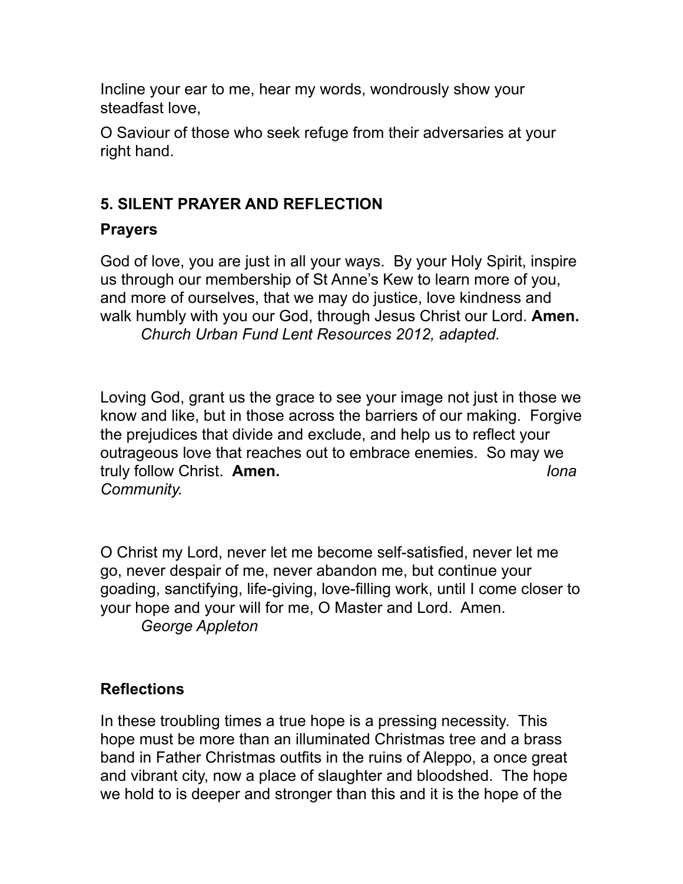Incline your ear to me, hear my words, wondrously show your steadfast love,

O Saviour of those who seek refuge from their adversaries at your right hand.

## 5. SILENT PRAYER AND REFLECTION

### Prayers

God of love, you are just in all your ways. By your Holy Spirit, inspire us through our membership of St Anne's Kew to learn more of you, and more of ourselves, that we may do justice, love kindness and walk humbly with you our God, through Jesus Christ our Lord. **Amen.**
*Church Urban Fund Lent Resources 2012, adapted.*

Loving God, grant us the grace to see your image not just in those we know and like, but in those across the barriers of our making. Forgive the prejudices that divide and exclude, and help us to reflect your outrageous love that reaches out to embrace enemies. So may we truly follow Christ. **Amen.** *Iona Community.*

O Christ my Lord, never let me become self-satisfied, never let me go, never despair of me, never abandon me, but continue your goading, sanctifying, life-giving, love-filling work, until I come closer to your hope and your will for me, O Master and Lord. Amen.
*George Appleton*

### Reflections

In these troubling times a true hope is a pressing necessity. This hope must be more than an illuminated Christmas tree and a brass band in Father Christmas outfits in the ruins of Aleppo, a once great and vibrant city, now a place of slaughter and bloodshed. The hope we hold to is deeper and stronger than this and it is the hope of the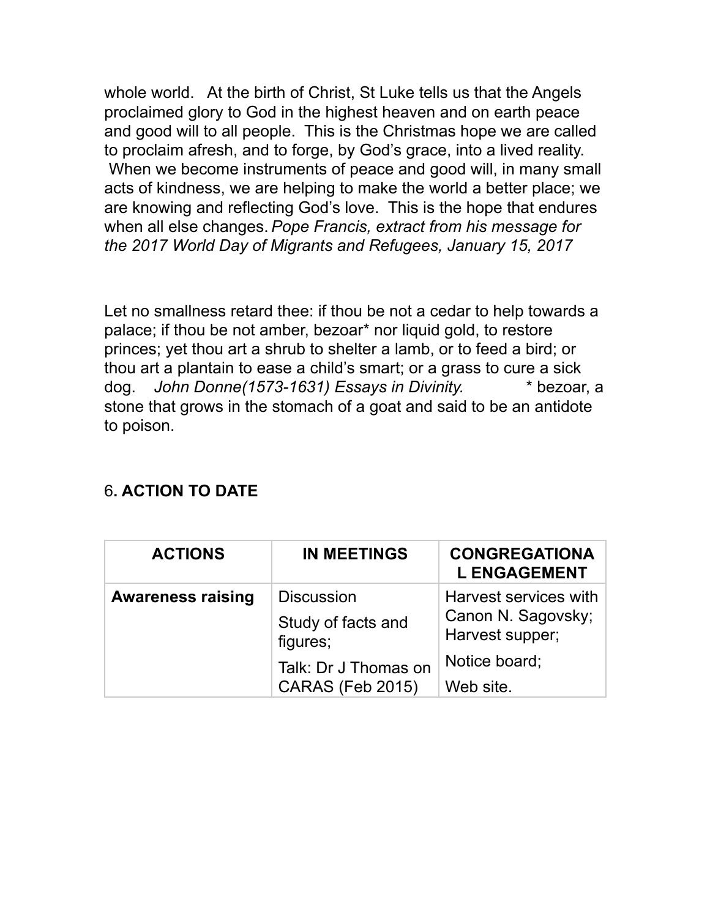whole world.   At the birth of Christ, St Luke tells us that the Angels proclaimed glory to God in the highest heaven and on earth peace and good will to all people.  This is the Christmas hope we are called to proclaim afresh, and to forge, by God's grace, into a lived reality.  When we become instruments of peace and good will, in many small acts of kindness, we are helping to make the world a better place; we are knowing and reflecting God's love.  This is the hope that endures when all else changes. *Pope Francis, extract from his message for the 2017 World Day of Migrants and Refugees, January 15, 2017*

Let no smallness retard thee: if thou be not a cedar to help towards a palace; if thou be not amber, bezoar* nor liquid gold, to restore princes; yet thou art a shrub to shelter a lamb, or to feed a bird; or thou art a plantain to ease a child's smart; or a grass to cure a sick dog.   *John Donne(1573-1631) Essays in Divinity.*   * bezoar, a stone that grows in the stomach of a goat and said to be an antidote to poison.

## 6. ACTION TO DATE

| ACTIONS | IN MEETINGS | CONGREGATIONAL ENGAGEMENT |
|---|---|---|
| **Awareness raising** | Discussion<br>Study of facts and figures;<br>Talk: Dr J Thomas on CARAS (Feb 2015) | Harvest services with Canon N. Sagovsky; Harvest supper;<br>Notice board;<br>Web site. |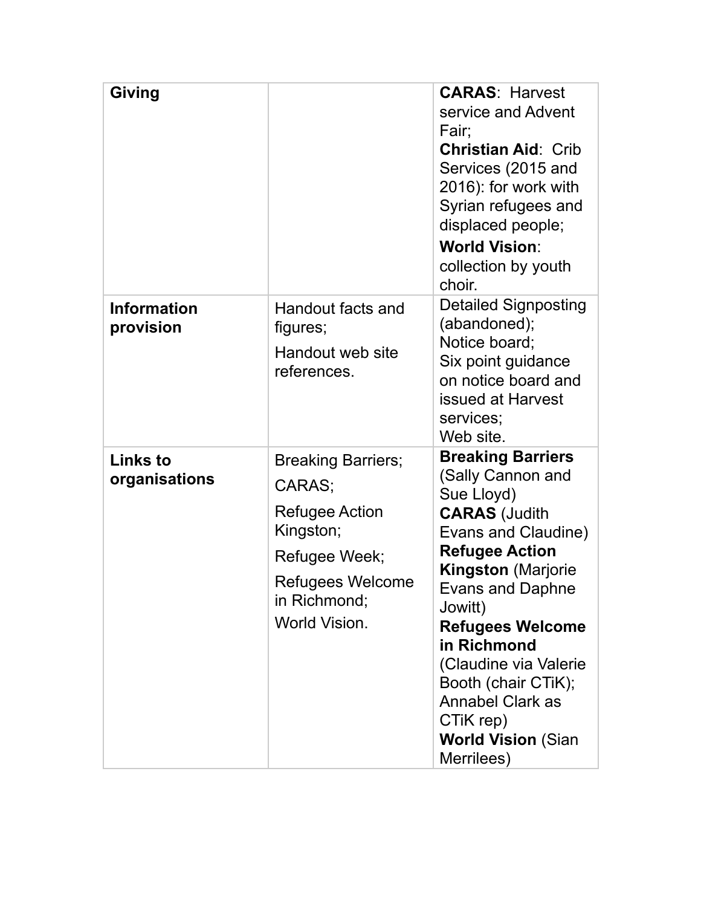| | | |
|---|---|---|
| **Giving** | | **CARAS**: Harvest service and Advent Fair;<br>**Christian Aid**: Crib Services (2015 and 2016): for work with Syrian refugees and displaced people;<br>**World Vision**: collection by youth choir. |
| **Information provision** | Handout facts and figures;<br>Handout web site references. | Detailed Signposting (abandoned);<br>Notice board;<br>Six point guidance on notice board and issued at Harvest services;<br>Web site. |
| **Links to organisations** | Breaking Barriers;<br>CARAS;<br>Refugee Action Kingston;<br>Refugee Week;<br>Refugees Welcome in Richmond;<br>World Vision. | **Breaking Barriers** (Sally Cannon and Sue Lloyd)<br>**CARAS** (Judith Evans and Claudine)<br>**Refugee Action Kingston** (Marjorie Evans and Daphne Jowitt)<br>**Refugees Welcome in Richmond** (Claudine via Valerie Booth (chair CTiK); Annabel Clark as CTiK rep)<br>**World Vision** (Sian Merrilees) |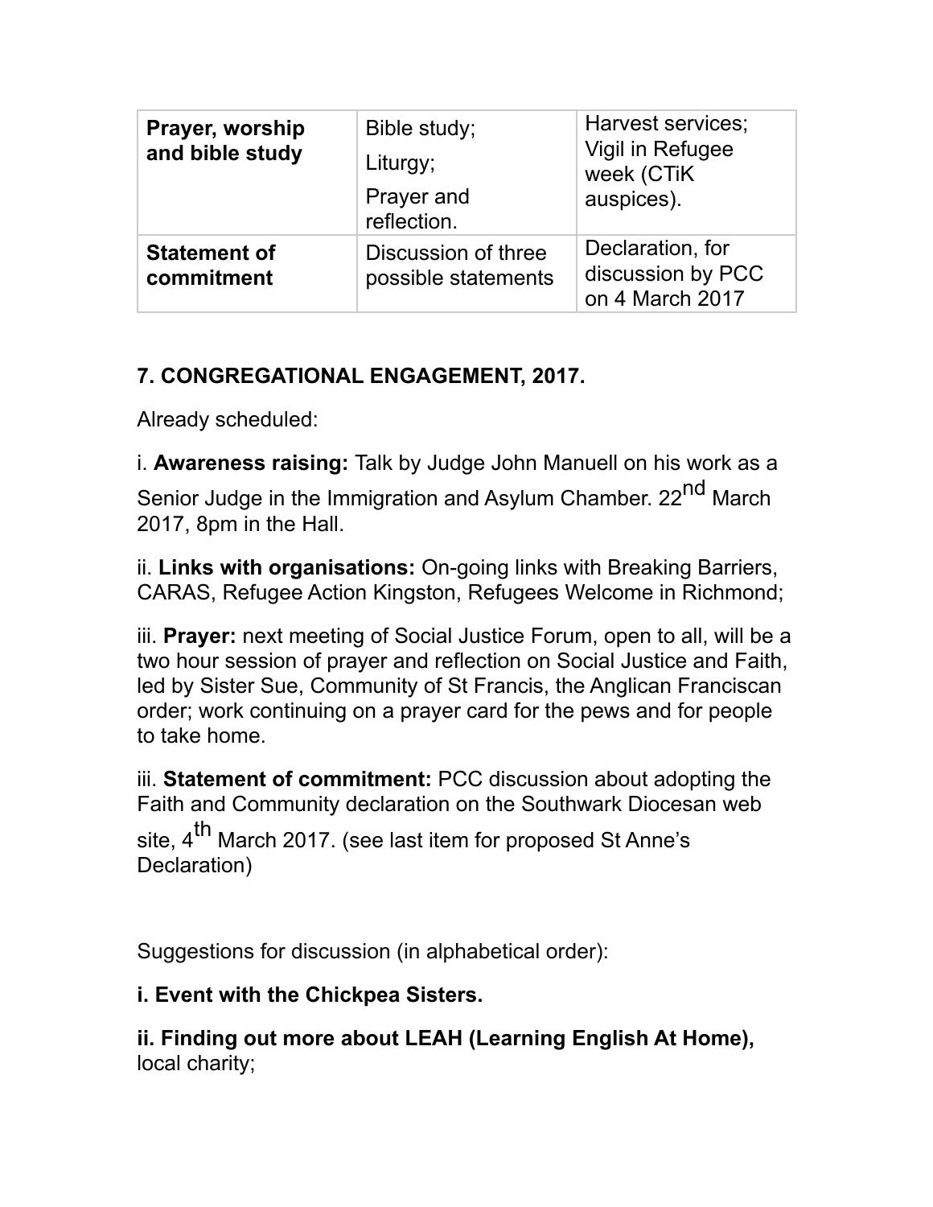| **Prayer, worship and bible study** | Bible study; Liturgy; Prayer and reflection. | Harvest services; Vigil in Refugee week (CTiK auspices). |
|---|---|---|
| **Statement of commitment** | Discussion of three possible statements | Declaration, for discussion by PCC on 4 March 2017 |

## 7. CONGREGATIONAL ENGAGEMENT, 2017.

Already scheduled:

i. **Awareness raising:** Talk by Judge John Manuell on his work as a Senior Judge in the Immigration and Asylum Chamber. 22nd March 2017, 8pm in the Hall.

ii. **Links with organisations:** On-going links with Breaking Barriers, CARAS, Refugee Action Kingston, Refugees Welcome in Richmond;

iii. **Prayer:** next meeting of Social Justice Forum, open to all, will be a two hour session of prayer and reflection on Social Justice and Faith, led by Sister Sue, Community of St Francis, the Anglican Franciscan order; work continuing on a prayer card for the pews and for people to take home.

iii. **Statement of commitment:** PCC discussion about adopting the Faith and Community declaration on the Southwark Diocesan web site, 4th March 2017. (see last item for proposed St Anne's Declaration)

Suggestions for discussion (in alphabetical order):

**i. Event with the Chickpea Sisters.**

**ii. Finding out more about LEAH (Learning English At Home),** local charity;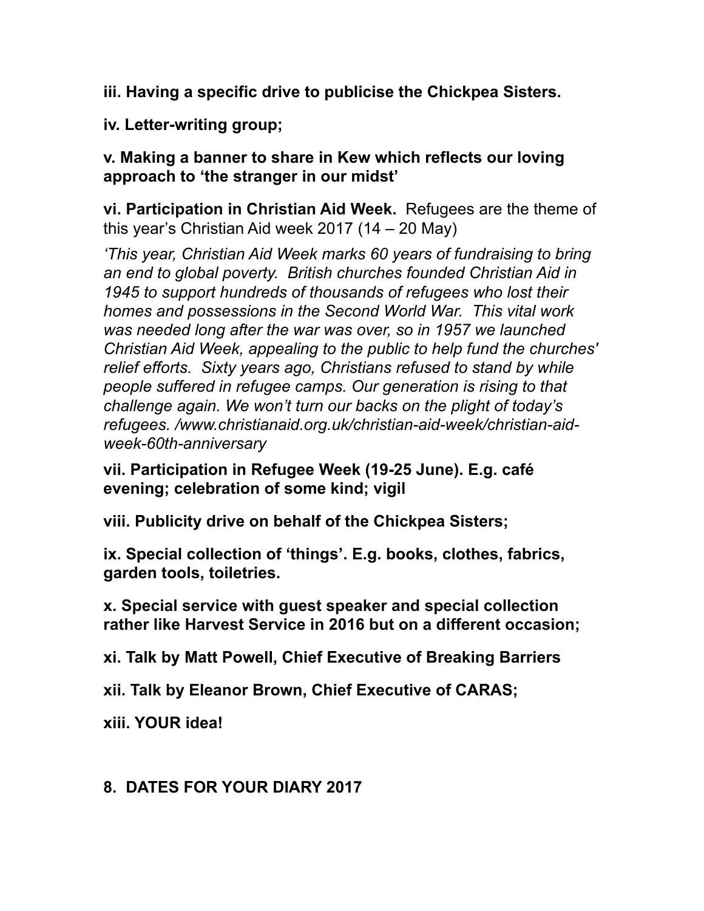**iii. Having a specific drive to publicise the Chickpea Sisters.**

**iv. Letter-writing group;**

**v. Making a banner to share in Kew which reflects our loving approach to 'the stranger in our midst'**

**vi. Participation in Christian Aid Week.** Refugees are the theme of this year's Christian Aid week 2017 (14 – 20 May)

*'This year, Christian Aid Week marks 60 years of fundraising to bring an end to global poverty. British churches founded Christian Aid in 1945 to support hundreds of thousands of refugees who lost their homes and possessions in the Second World War. This vital work was needed long after the war was over, so in 1957 we launched Christian Aid Week, appealing to the public to help fund the churches' relief efforts. Sixty years ago, Christians refused to stand by while people suffered in refugee camps. Our generation is rising to that challenge again. We won't turn our backs on the plight of today's refugees. /www.christianaid.org.uk/christian-aid-week/christian-aid-week-60th-anniversary*

**vii. Participation in Refugee Week (19-25 June). E.g. café evening; celebration of some kind; vigil**

**viii. Publicity drive on behalf of the Chickpea Sisters;**

**ix. Special collection of 'things'. E.g. books, clothes, fabrics, garden tools, toiletries.**

**x. Special service with guest speaker and special collection rather like Harvest Service in 2016 but on a different occasion;**

**xi. Talk by Matt Powell, Chief Executive of Breaking Barriers**

**xii. Talk by Eleanor Brown, Chief Executive of CARAS;**

**xiii. YOUR idea!**

## 8. DATES FOR YOUR DIARY 2017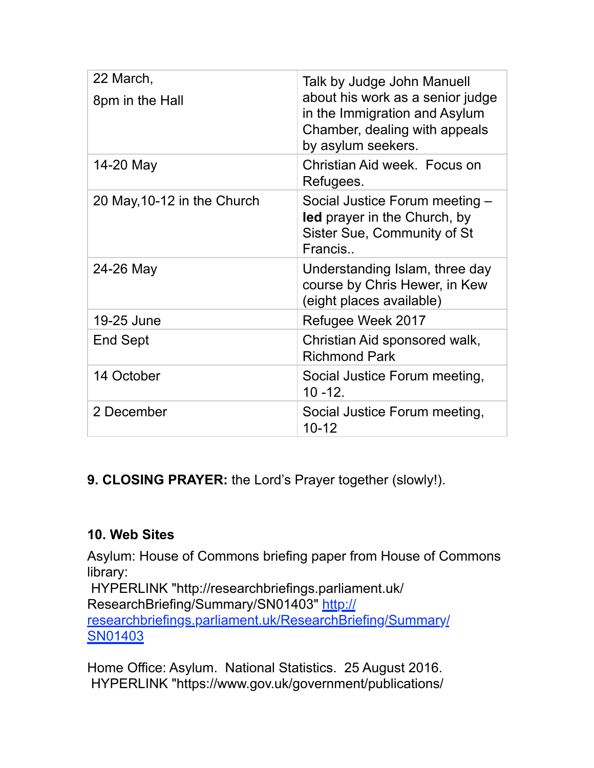| | |
|---|---|
| 22 March,<br>8pm in the Hall | Talk by Judge John Manuell about his work as a senior judge in the Immigration and Asylum Chamber, dealing with appeals by asylum seekers. |
| 14-20 May | Christian Aid week. Focus on Refugees. |
| 20 May,10-12 in the Church | Social Justice Forum meeting – **led** prayer in the Church, by Sister Sue, Community of St Francis.. |
| 24-26 May | Understanding Islam, three day course by Chris Hewer, in Kew (eight places available) |
| 19-25 June | Refugee Week 2017 |
| End Sept | Christian Aid sponsored walk, Richmond Park |
| 14 October | Social Justice Forum meeting, 10 -12. |
| 2 December | Social Justice Forum meeting, 10-12 |

**9. CLOSING PRAYER:** the Lord's Prayer together (slowly!).

**10. Web Sites**

Asylum: House of Commons briefing paper from House of Commons library:
HYPERLINK "http://researchbriefings.parliament.uk/ResearchBriefing/Summary/SN01403" [http://researchbriefings.parliament.uk/ResearchBriefing/Summary/SN01403](http://researchbriefings.parliament.uk/ResearchBriefing/Summary/SN01403)

Home Office: Asylum. National Statistics. 25 August 2016.
HYPERLINK "https://www.gov.uk/government/publications/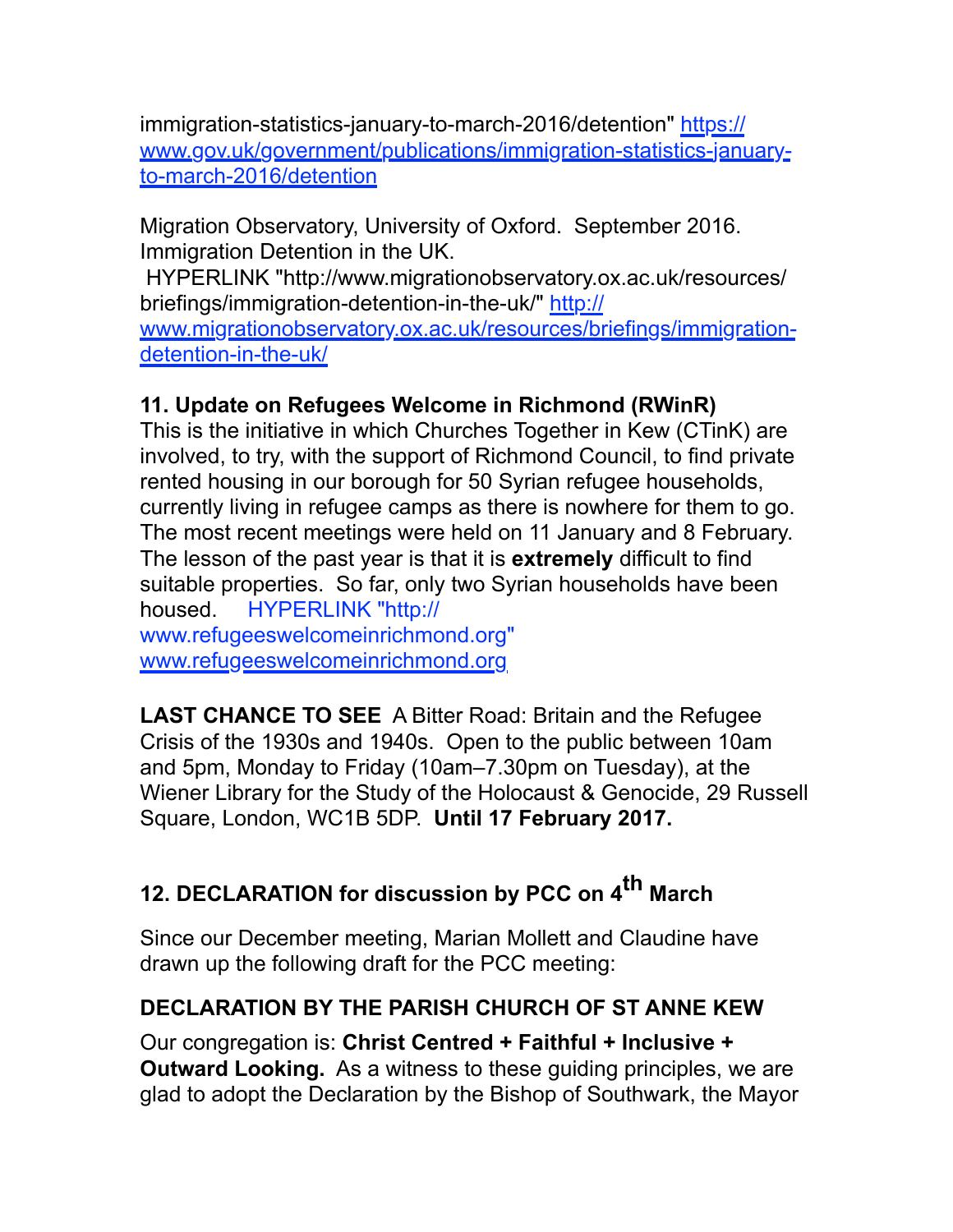immigration-statistics-january-to-march-2016/detention" https://www.gov.uk/government/publications/immigration-statistics-january-to-march-2016/detention

Migration Observatory, University of Oxford. September 2016. Immigration Detention in the UK.
HYPERLINK "http://www.migrationobservatory.ox.ac.uk/resources/briefings/immigration-detention-in-the-uk/" http://www.migrationobservatory.ox.ac.uk/resources/briefings/immigration-detention-in-the-uk/

**11. Update on Refugees Welcome in Richmond (RWinR)**
This is the initiative in which Churches Together in Kew (CTinK) are involved, to try, with the support of Richmond Council, to find private rented housing in our borough for 50 Syrian refugee households, currently living in refugee camps as there is nowhere for them to go. The most recent meetings were held on 11 January and 8 February. The lesson of the past year is that it is **extremely** difficult to find suitable properties. So far, only two Syrian households have been housed. HYPERLINK "http://www.refugeeswelcomeinrichmond.org" www.refugeeswelcomeinrichmond.org

**LAST CHANCE TO SEE** A Bitter Road: Britain and the Refugee Crisis of the 1930s and 1940s. Open to the public between 10am and 5pm, Monday to Friday (10am–7.30pm on Tuesday), at the Wiener Library for the Study of the Holocaust & Genocide, 29 Russell Square, London, WC1B 5DP. **Until 17 February 2017.**

**12. DECLARATION for discussion by PCC on 4th March**

Since our December meeting, Marian Mollett and Claudine have drawn up the following draft for the PCC meeting:

**DECLARATION BY THE PARISH CHURCH OF ST ANNE KEW**

Our congregation is: **Christ Centred + Faithful + Inclusive + Outward Looking.** As a witness to these guiding principles, we are glad to adopt the Declaration by the Bishop of Southwark, the Mayor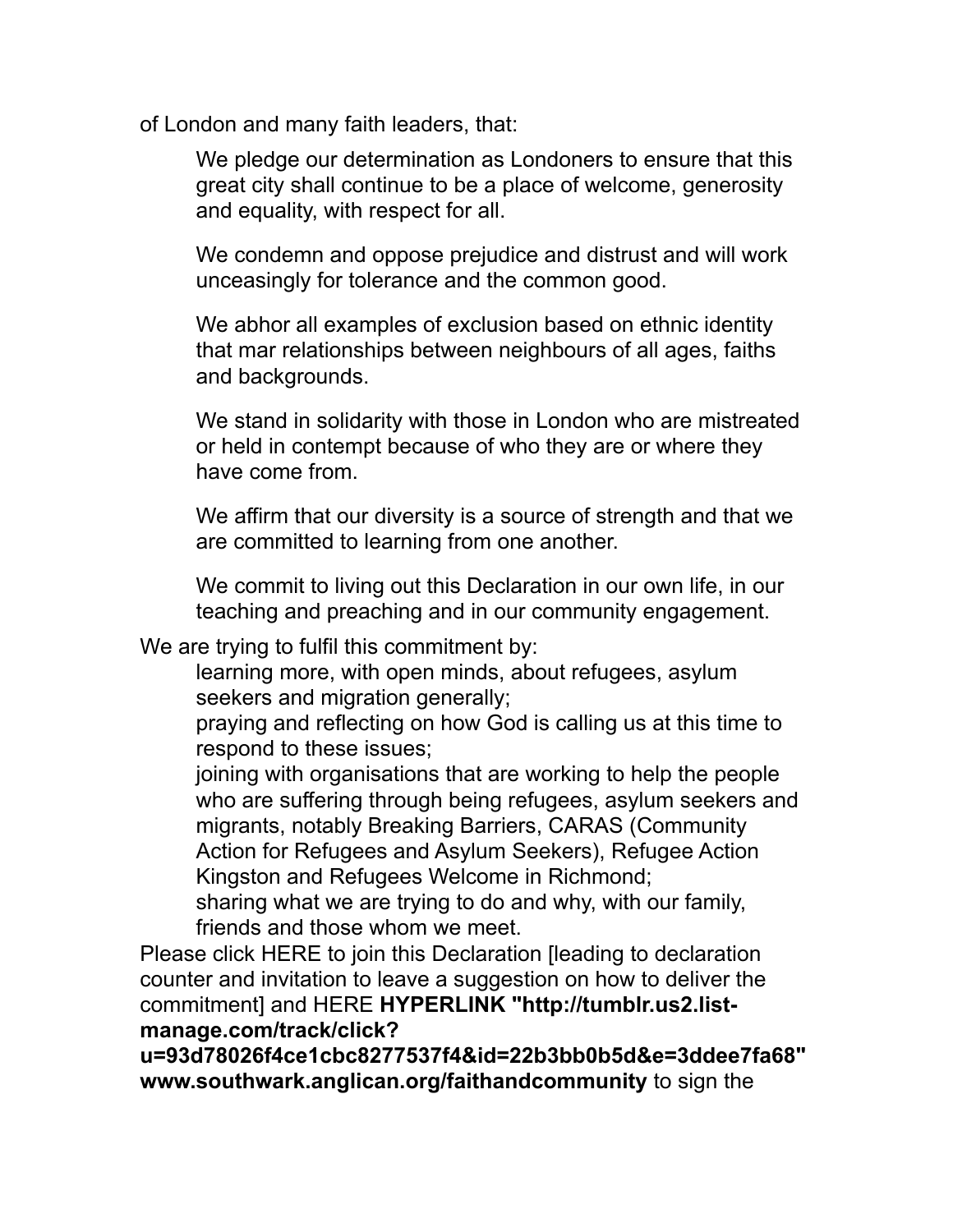of London and many faith leaders, that:

> We pledge our determination as Londoners to ensure that this great city shall continue to be a place of welcome, generosity and equality, with respect for all.
>
> We condemn and oppose prejudice and distrust and will work unceasingly for tolerance and the common good.
>
> We abhor all examples of exclusion based on ethnic identity that mar relationships between neighbours of all ages, faiths and backgrounds.
>
> We stand in solidarity with those in London who are mistreated or held in contempt because of who they are or where they have come from.
>
> We affirm that our diversity is a source of strength and that we are committed to learning from one another.
>
> We commit to living out this Declaration in our own life, in our teaching and preaching and in our community engagement.

We are trying to fulfil this commitment by:

- learning more, with open minds, about refugees, asylum seekers and migration generally;
- praying and reflecting on how God is calling us at this time to respond to these issues;
- joining with organisations that are working to help the people who are suffering through being refugees, asylum seekers and migrants, notably Breaking Barriers, CARAS (Community Action for Refugees and Asylum Seekers), Refugee Action Kingston and Refugees Welcome in Richmond;
- sharing what we are trying to do and why, with our family, friends and those whom we meet.

Please click HERE to join this Declaration [leading to declaration counter and invitation to leave a suggestion on how to deliver the commitment] and HERE **HYPERLINK "http://tumblr.us2.list-manage.com/track/click?u=93d78026f4ce1cbc8277537f4&id=22b3bb0b5d&e=3ddee7fa68" www.southwark.anglican.org/faithandcommunity** to sign the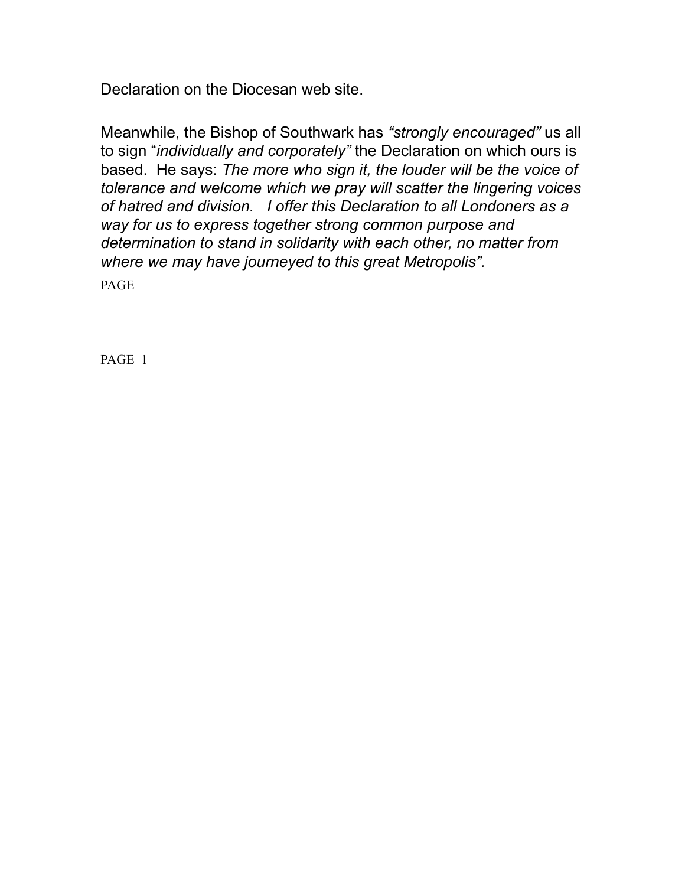Declaration on the Diocesan web site.

Meanwhile, the Bishop of Southwark has *“strongly encouraged”* us all to sign “*individually and corporately”* the Declaration on which ours is based. He says: *The more who sign it, the louder will be the voice of tolerance and welcome which we pray will scatter the lingering voices of hatred and division. I offer this Declaration to all Londoners as a way for us to express together strong common purpose and determination to stand in solidarity with each other, no matter from where we may have journeyed to this great Metropolis”.*